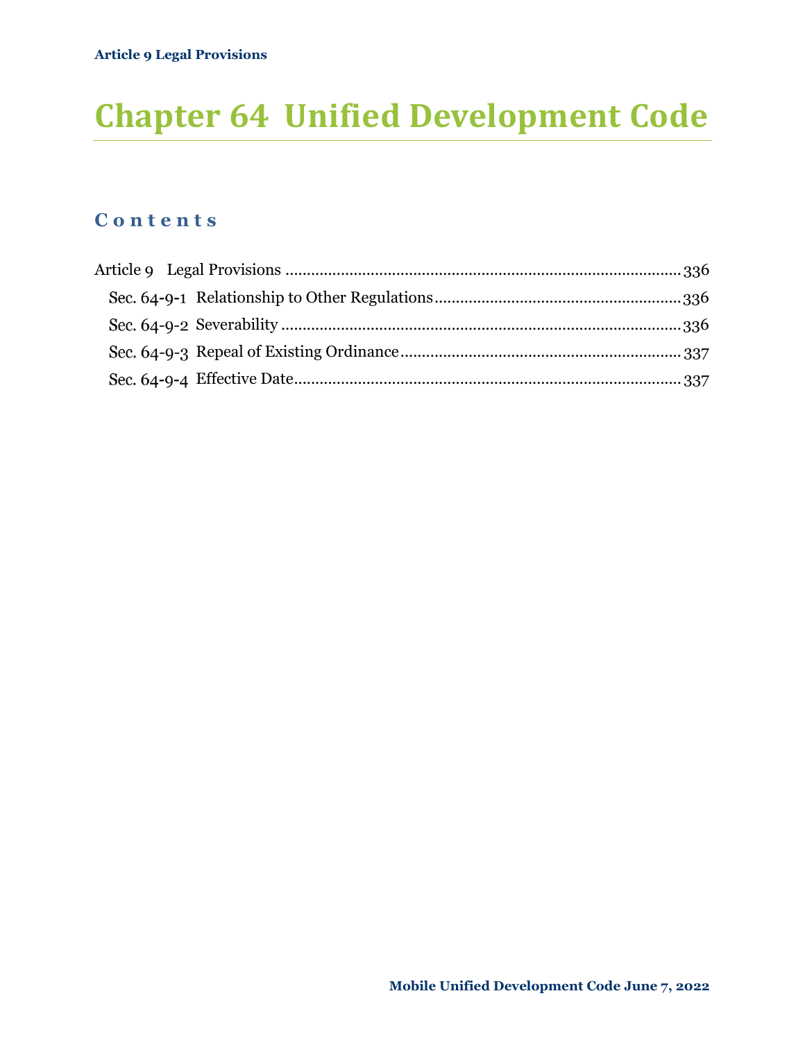# Chapter 64 Unified Development Code

## Contents

Article 9 Legal Provisions ........................................................................................336

- Sec. 64-9-1 Relationship to Other Regulations ........................................................336
- Sec. 64-9-2 Severability ............................................................................................336
- Sec. 64-9-3 Repeal of Existing Ordinance ................................................................337
- Sec. 64-9-4 Effective Date.........................................................................................337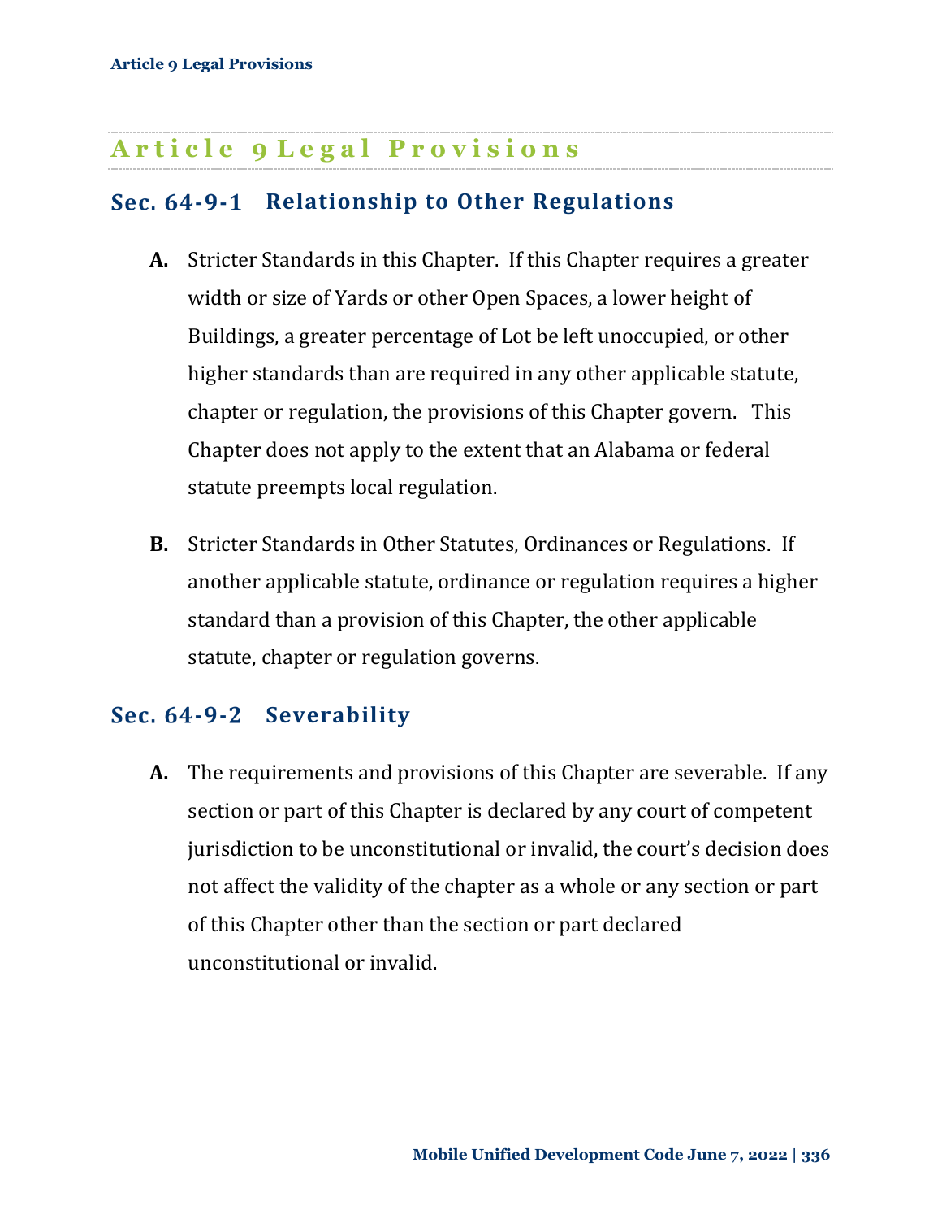# Article 9 Legal Provisions

## Sec. 64-9-1 Relationship to Other Regulations

**A.** Stricter Standards in this Chapter. If this Chapter requires a greater width or size of Yards or other Open Spaces, a lower height of Buildings, a greater percentage of Lot be left unoccupied, or other higher standards than are required in any other applicable statute, chapter or regulation, the provisions of this Chapter govern. This Chapter does not apply to the extent that an Alabama or federal statute preempts local regulation.

**B.** Stricter Standards in Other Statutes, Ordinances or Regulations. If another applicable statute, ordinance or regulation requires a higher standard than a provision of this Chapter, the other applicable statute, chapter or regulation governs.

## Sec. 64-9-2 Severability

**A.** The requirements and provisions of this Chapter are severable. If any section or part of this Chapter is declared by any court of competent jurisdiction to be unconstitutional or invalid, the court's decision does not affect the validity of the chapter as a whole or any section or part of this Chapter other than the section or part declared unconstitutional or invalid.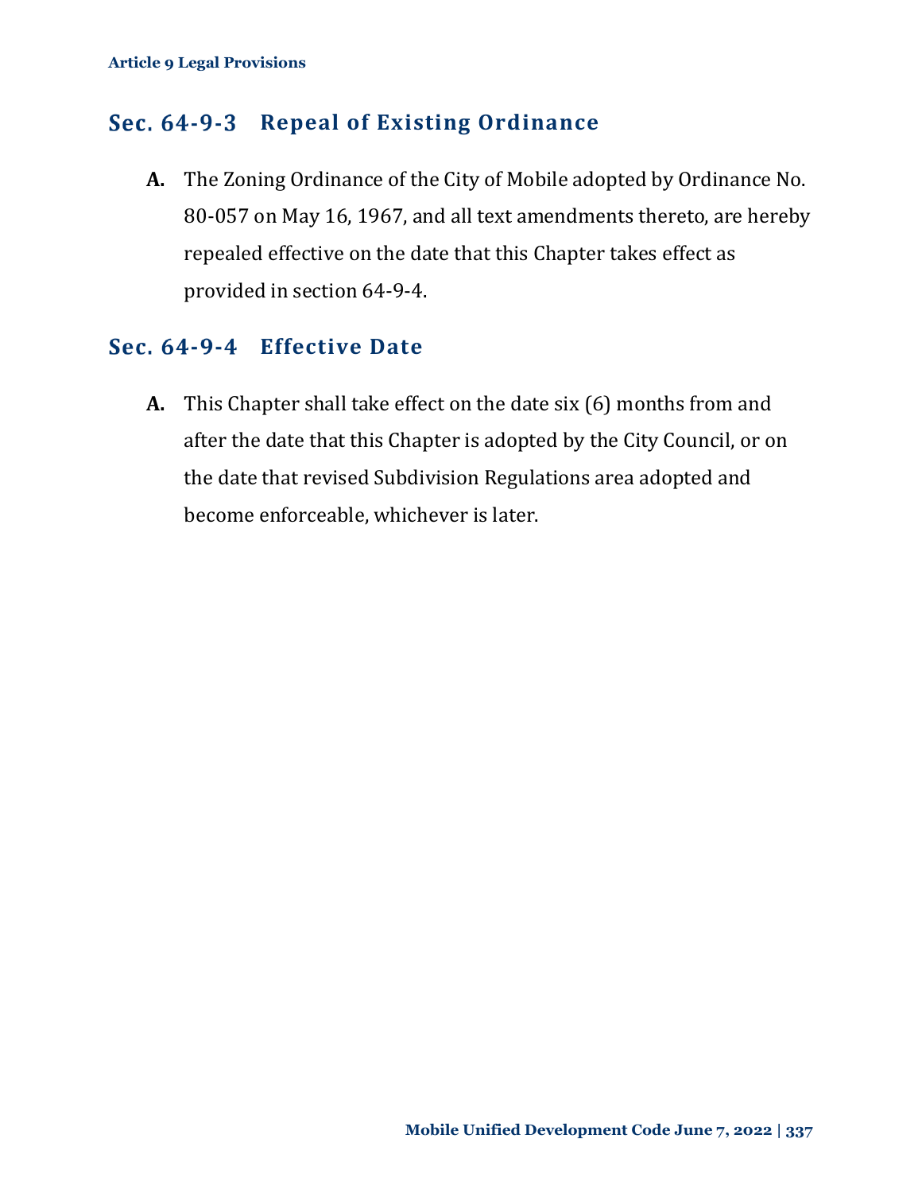## Sec. 64-9-3 Repeal of Existing Ordinance

**A.** The Zoning Ordinance of the City of Mobile adopted by Ordinance No. 80-057 on May 16, 1967, and all text amendments thereto, are hereby repealed effective on the date that this Chapter takes effect as provided in section 64-9-4.

## Sec. 64-9-4 Effective Date

**A.** This Chapter shall take effect on the date six (6) months from and after the date that this Chapter is adopted by the City Council, or on the date that revised Subdivision Regulations area adopted and become enforceable, whichever is later.